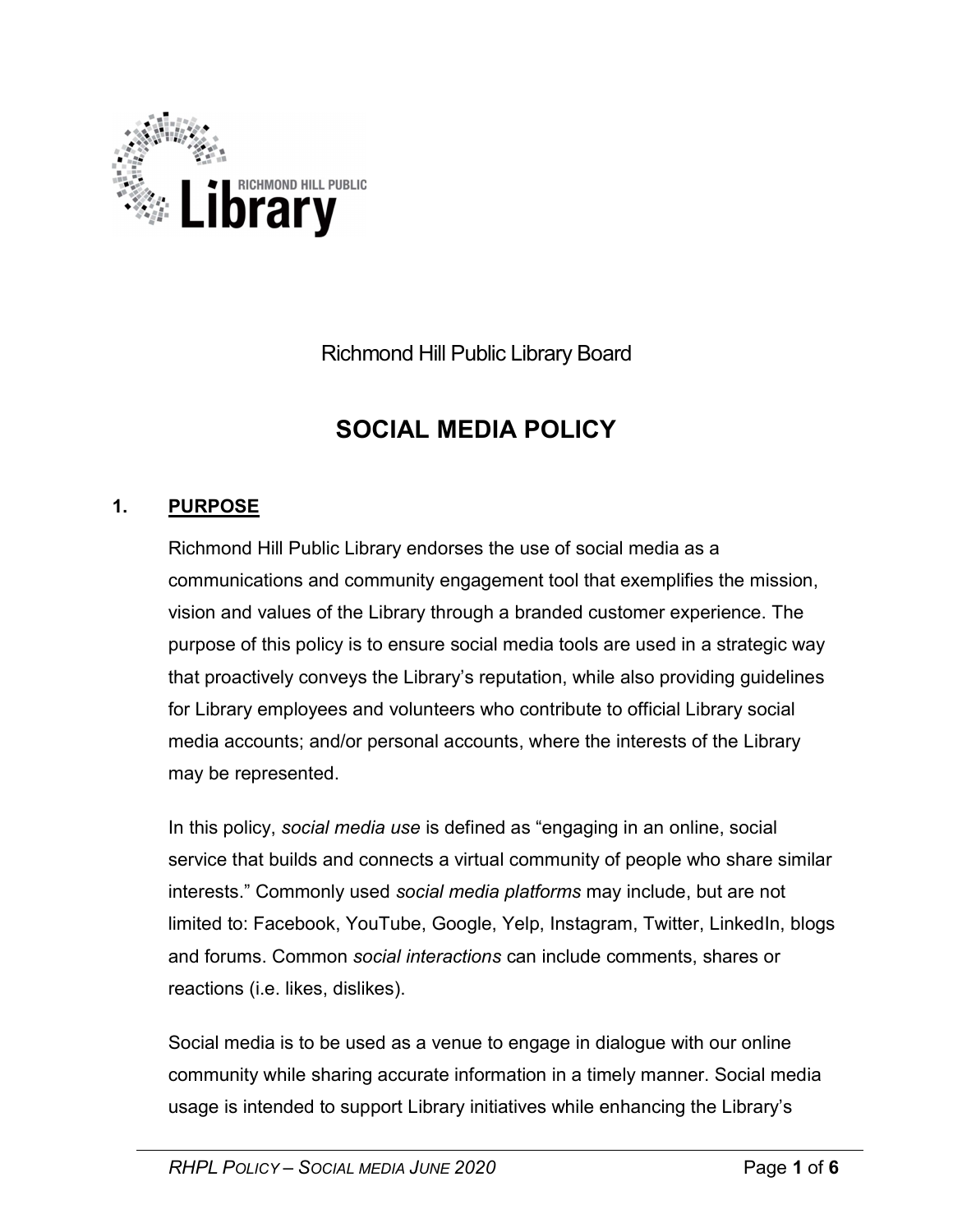Richmond Hill Public Library Board

# SOCIAL MEDIA POLICY

## 1. PURPOSE

Richmond Hill Public Library endorses the use of social media as a communications and community engagement tool that exemplifies the mission, vision and values of the Library through a branded customer experience. The purpose of this policy is to ensure social media tools are used in a strategic way that proactively conveys the Library's reputation, while also providing guidelines for Library employees and volunteers who contribute to official Library social media accounts; and/or personal accounts, where the interests of the Library may be represented.

In this policy, *social media use* is defined as "engaging in an online, social service that builds and connects a virtual community of people who share similar interests." Commonly used *social media platforms* may include, but are not limited to: Facebook, YouTube, Google, Yelp, Instagram, Twitter, LinkedIn, blogs and forums. Common *social interactions* can include comments, shares or reactions (i.e. likes, dislikes).

Social media is to be used as a venue to engage in dialogue with our online community while sharing accurate information in a timely manner. Social media usage is intended to support Library initiatives while enhancing the Library's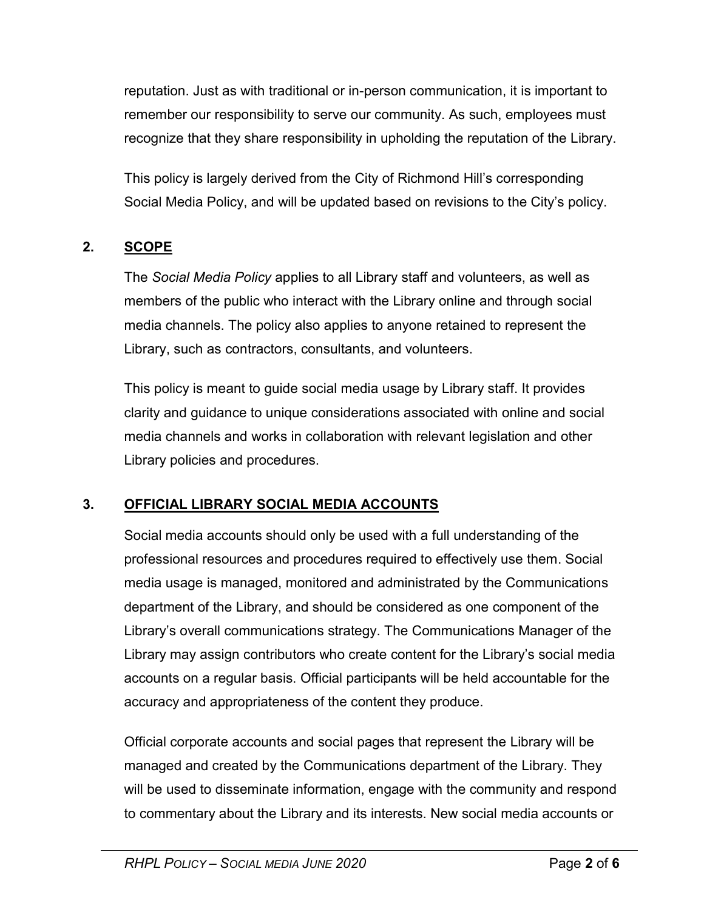reputation. Just as with traditional or in-person communication, it is important to remember our responsibility to serve our community. As such, employees must recognize that they share responsibility in upholding the reputation of the Library.

This policy is largely derived from the City of Richmond Hill's corresponding Social Media Policy, and will be updated based on revisions to the City's policy.

## 2. SCOPE

The *Social Media Policy* applies to all Library staff and volunteers, as well as members of the public who interact with the Library online and through social media channels. The policy also applies to anyone retained to represent the Library, such as contractors, consultants, and volunteers.

This policy is meant to guide social media usage by Library staff. It provides clarity and guidance to unique considerations associated with online and social media channels and works in collaboration with relevant legislation and other Library policies and procedures.

## 3. OFFICIAL LIBRARY SOCIAL MEDIA ACCOUNTS

Social media accounts should only be used with a full understanding of the professional resources and procedures required to effectively use them. Social media usage is managed, monitored and administrated by the Communications department of the Library, and should be considered as one component of the Library's overall communications strategy. The Communications Manager of the Library may assign contributors who create content for the Library's social media accounts on a regular basis. Official participants will be held accountable for the accuracy and appropriateness of the content they produce.

Official corporate accounts and social pages that represent the Library will be managed and created by the Communications department of the Library. They will be used to disseminate information, engage with the community and respond to commentary about the Library and its interests. New social media accounts or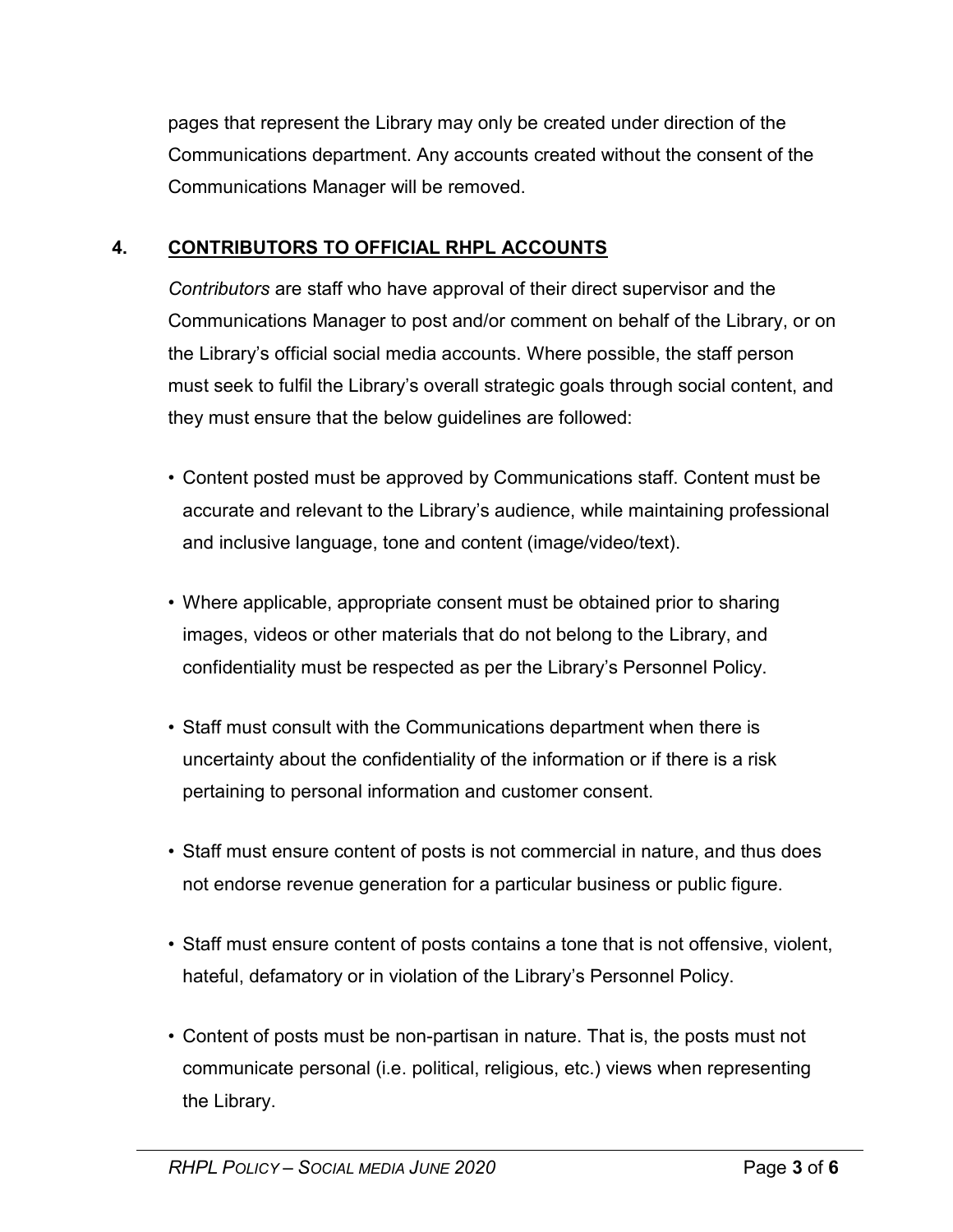pages that represent the Library may only be created under direction of the Communications department. Any accounts created without the consent of the Communications Manager will be removed.

## 4. CONTRIBUTORS TO OFFICIAL RHPL ACCOUNTS

*Contributors* are staff who have approval of their direct supervisor and the Communications Manager to post and/or comment on behalf of the Library, or on the Library's official social media accounts. Where possible, the staff person must seek to fulfil the Library's overall strategic goals through social content, and they must ensure that the below guidelines are followed:

- Content posted must be approved by Communications staff. Content must be accurate and relevant to the Library's audience, while maintaining professional and inclusive language, tone and content (image/video/text).
- Where applicable, appropriate consent must be obtained prior to sharing images, videos or other materials that do not belong to the Library, and confidentiality must be respected as per the Library's Personnel Policy.
- Staff must consult with the Communications department when there is uncertainty about the confidentiality of the information or if there is a risk pertaining to personal information and customer consent.
- Staff must ensure content of posts is not commercial in nature, and thus does not endorse revenue generation for a particular business or public figure.
- Staff must ensure content of posts contains a tone that is not offensive, violent, hateful, defamatory or in violation of the Library's Personnel Policy.
- Content of posts must be non-partisan in nature. That is, the posts must not communicate personal (i.e. political, religious, etc.) views when representing the Library.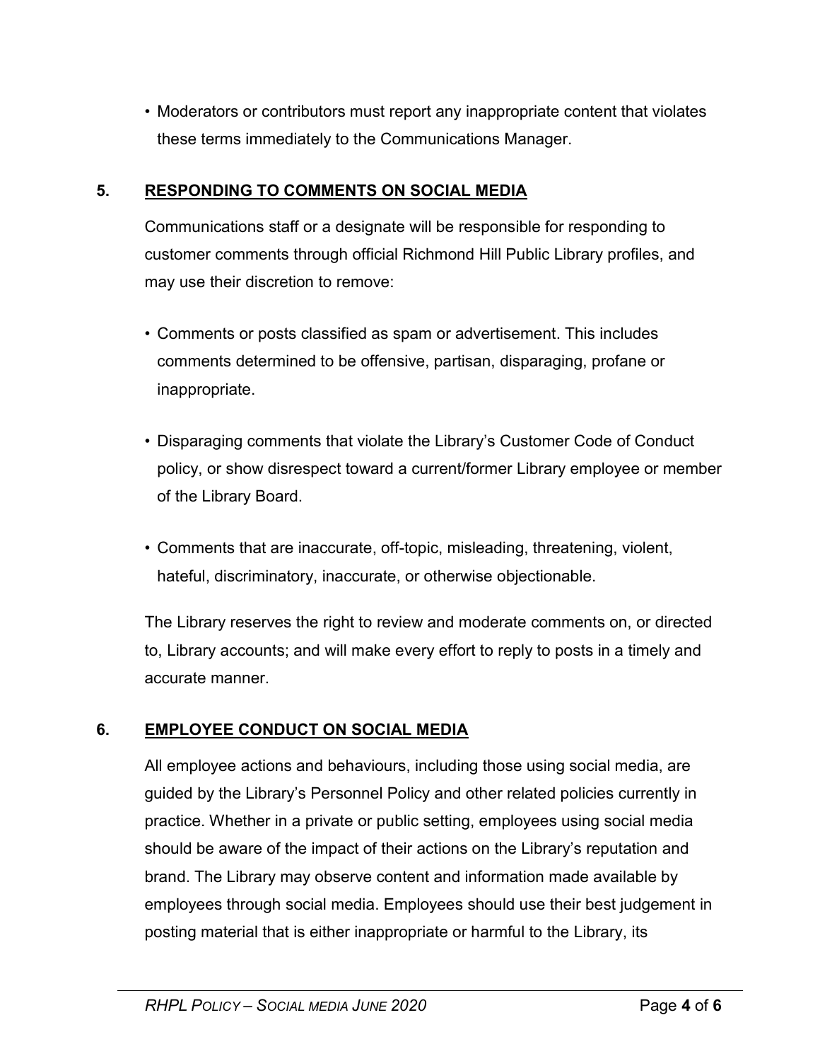- Moderators or contributors must report any inappropriate content that violates these terms immediately to the Communications Manager.

## 5. RESPONDING TO COMMENTS ON SOCIAL MEDIA

Communications staff or a designate will be responsible for responding to customer comments through official Richmond Hill Public Library profiles, and may use their discretion to remove:

- Comments or posts classified as spam or advertisement. This includes comments determined to be offensive, partisan, disparaging, profane or inappropriate.

- Disparaging comments that violate the Library's Customer Code of Conduct policy, or show disrespect toward a current/former Library employee or member of the Library Board.

- Comments that are inaccurate, off-topic, misleading, threatening, violent, hateful, discriminatory, inaccurate, or otherwise objectionable.

The Library reserves the right to review and moderate comments on, or directed to, Library accounts; and will make every effort to reply to posts in a timely and accurate manner.

## 6. EMPLOYEE CONDUCT ON SOCIAL MEDIA

All employee actions and behaviours, including those using social media, are guided by the Library's Personnel Policy and other related policies currently in practice. Whether in a private or public setting, employees using social media should be aware of the impact of their actions on the Library's reputation and brand. The Library may observe content and information made available by employees through social media. Employees should use their best judgement in posting material that is either inappropriate or harmful to the Library, its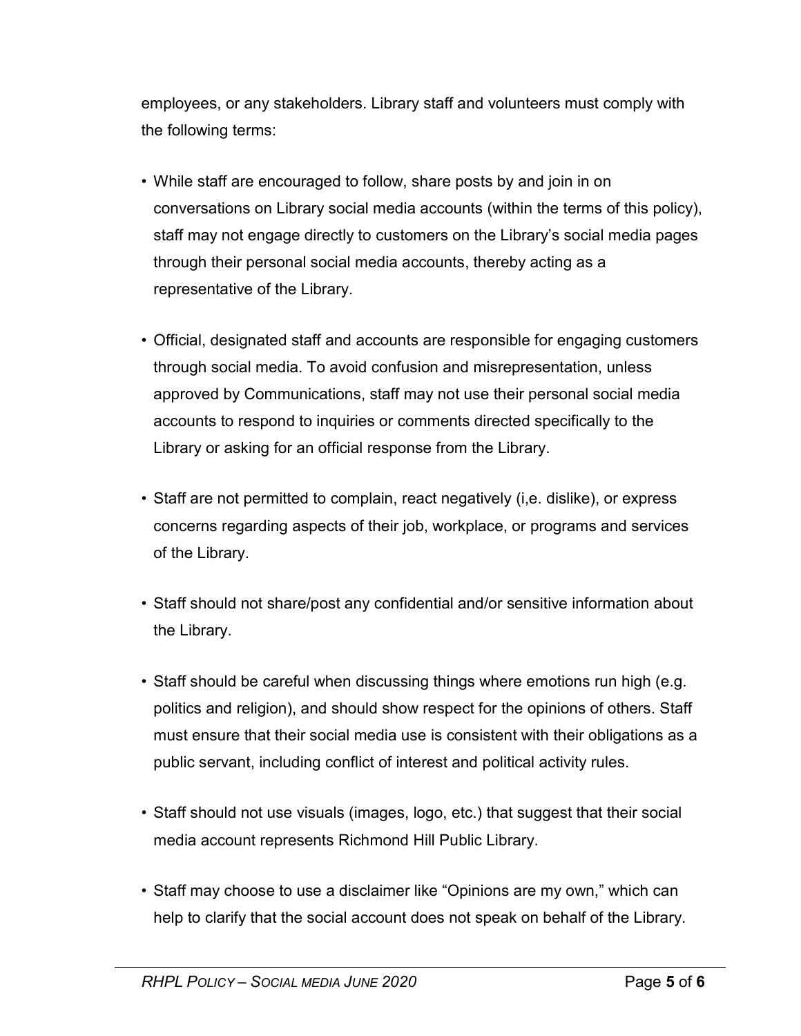employees, or any stakeholders. Library staff and volunteers must comply with the following terms:

- While staff are encouraged to follow, share posts by and join in on conversations on Library social media accounts (within the terms of this policy), staff may not engage directly to customers on the Library's social media pages through their personal social media accounts, thereby acting as a representative of the Library.
- Official, designated staff and accounts are responsible for engaging customers through social media. To avoid confusion and misrepresentation, unless approved by Communications, staff may not use their personal social media accounts to respond to inquiries or comments directed specifically to the Library or asking for an official response from the Library.
- Staff are not permitted to complain, react negatively (i,e. dislike), or express concerns regarding aspects of their job, workplace, or programs and services of the Library.
- Staff should not share/post any confidential and/or sensitive information about the Library.
- Staff should be careful when discussing things where emotions run high (e.g. politics and religion), and should show respect for the opinions of others. Staff must ensure that their social media use is consistent with their obligations as a public servant, including conflict of interest and political activity rules.
- Staff should not use visuals (images, logo, etc.) that suggest that their social media account represents Richmond Hill Public Library.
- Staff may choose to use a disclaimer like "Opinions are my own," which can help to clarify that the social account does not speak on behalf of the Library.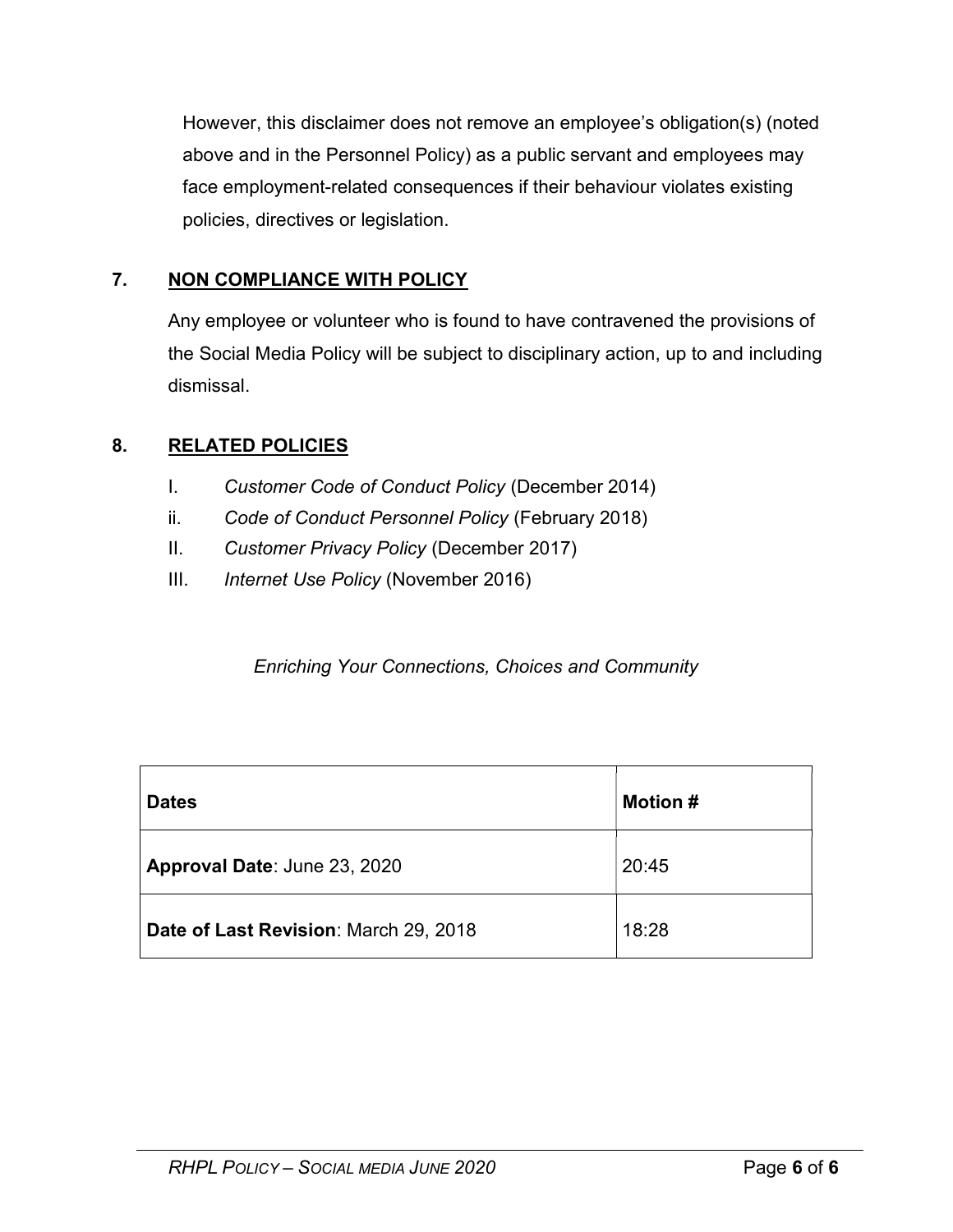However, this disclaimer does not remove an employee's obligation(s) (noted above and in the Personnel Policy) as a public servant and employees may face employment-related consequences if their behaviour violates existing policies, directives or legislation.

## 7. NON COMPLIANCE WITH POLICY

Any employee or volunteer who is found to have contravened the provisions of the Social Media Policy will be subject to disciplinary action, up to and including dismissal.

## 8. RELATED POLICIES

- I. *Customer Code of Conduct Policy* (December 2014)
- ii. *Code of Conduct Personnel Policy* (February 2018)
- II. *Customer Privacy Policy* (December 2017)
- III. *Internet Use Policy* (November 2016)

*Enriching Your Connections, Choices and Community*

| **Dates** | **Motion #** |
|---|---|
| **Approval Date**: June 23, 2020 | 20:45 |
| **Date of Last Revision**: March 29, 2018 | 18:28 |